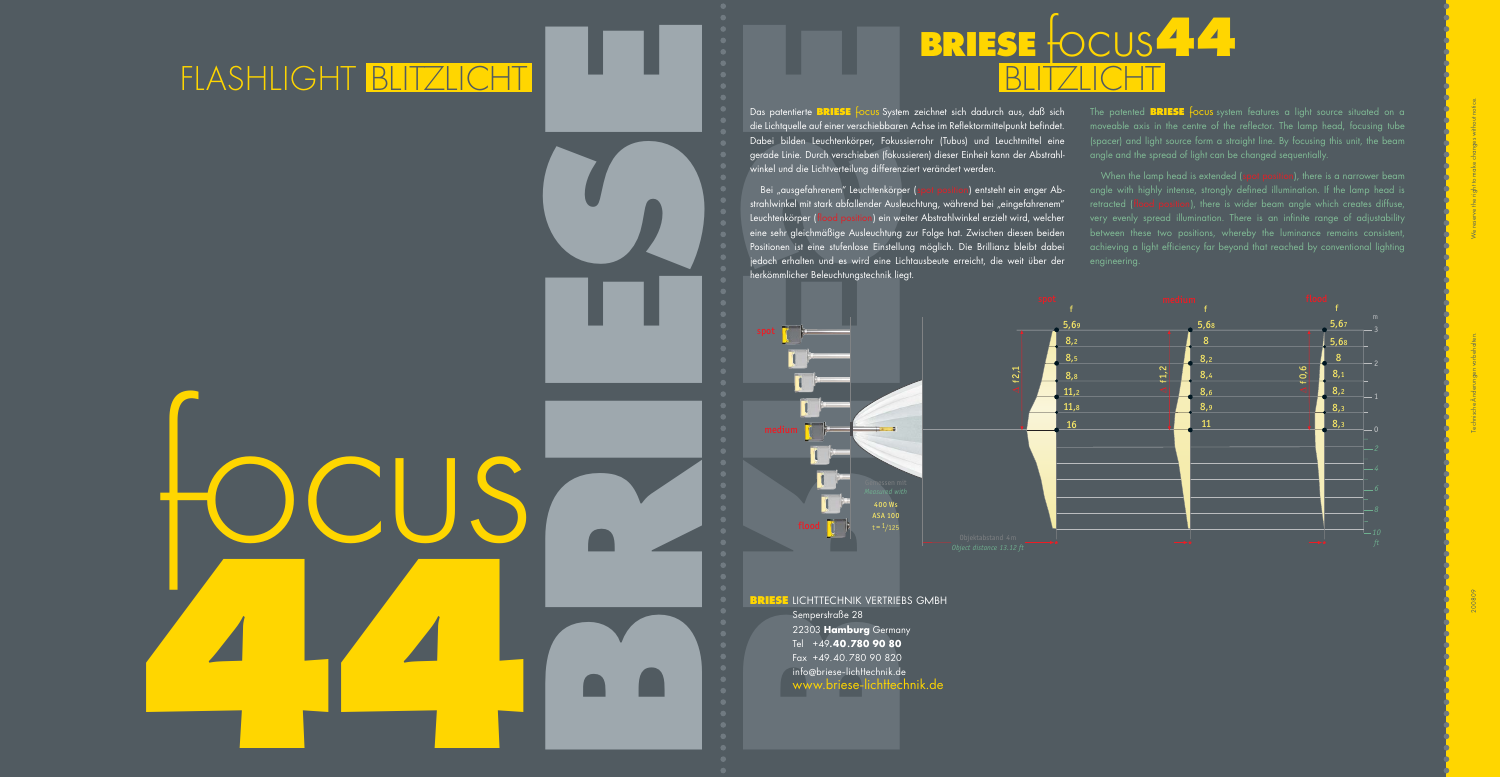# FLASHLIGHT BLITZLICHT

# focus 44

BRIESE

# BRIESE focus 44 BLITZLICHT

Das patentierte **BRIESE** focus System zeichnet sich dadurch aus, daß sich die Lichtquelle auf einer verschiebbaren Achse im Reflektormittelpunkt befindet. Dabei bilden Leuchtenkörper, Fokussierrohr (Tubus) und Leuchtmittel eine gerade Linie. Durch verschieben (fokussieren) dieser Einheit kann der Abstrahlwinkel und die Lichtverteilung differenziert verändert werden.

Bei „ausgefahrenem" Leuchtenkörper (spot position) entsteht ein enger Abstrahlwinkel mit stark abfallender Ausleuchtung, während bei „eingefahrenem" Leuchtenkörper (flood position) ein weiter Abstrahlwinkel erzielt wird, welcher eine sehr gleichmäßige Ausleuchtung zur Folge hat. Zwischen diesen beiden Positionen ist eine stufenlose Einstellung möglich. Die Brillianz bleibt dabei jedoch erhalten und es wird eine Lichtausbeute erreicht, die weit über der herkömmlicher Beleuchtungstechnik liegt.

The patented **BRIESE** focus system features a light source situated on a moveable axis in the centre of the reflector. The lamp head, focusing tube (spacer) and light source form a straight line. By focusing this unit, the beam angle and the spread of light can be changed sequentially.

When the lamp head is extended (spot position), there is a narrower beam angle with highly intense, strongly defined illumination. If the lamp head is retracted (flood position), there is wider beam angle which creates diffuse, very evenly spread illumination. There is an infinite range of adjustability between these two positions, whereby the luminance remains consistent, achieving a light efficiency far beyond that reached by conventional lighting engineering.

spot / medium / flood

Gemessen mit / Measured with: 400 Ws, ASA 100, t = 1/125

Objektabstand 4m / Object distance 13.12 ft

| m | spot f (f 2,1) | medium f (f 1,2) | flood f (f 0,6) |
|---|---|---|---|
| 3 | 5,6 9 | 5,6 8 | 5,6 7 |
| | 8,2 | 8 | 5,6 8 |
| 2 | 8,5 | 8,2 | 8 |
| | 8,8 | 8,4 | 8,1 |
| 1 | 11,2 | 8,6 | 8,2 |
| | 11,8 | 8,9 | 8,3 |
| 0 | 16 | 11 | 8,3 |

**BRIESE** LICHTTECHNIK VERTRIEBS GMBH
Semperstraße 28
22303 **Hamburg** Germany
Tel +49.**40.780 90 80**
Fax +49.40.780 90 820
info@briese-lichttechnik.de
www.briese-lichttechnik.de

Technische Änderungen vorbehalten

We reserve the right to make changes without notice

200809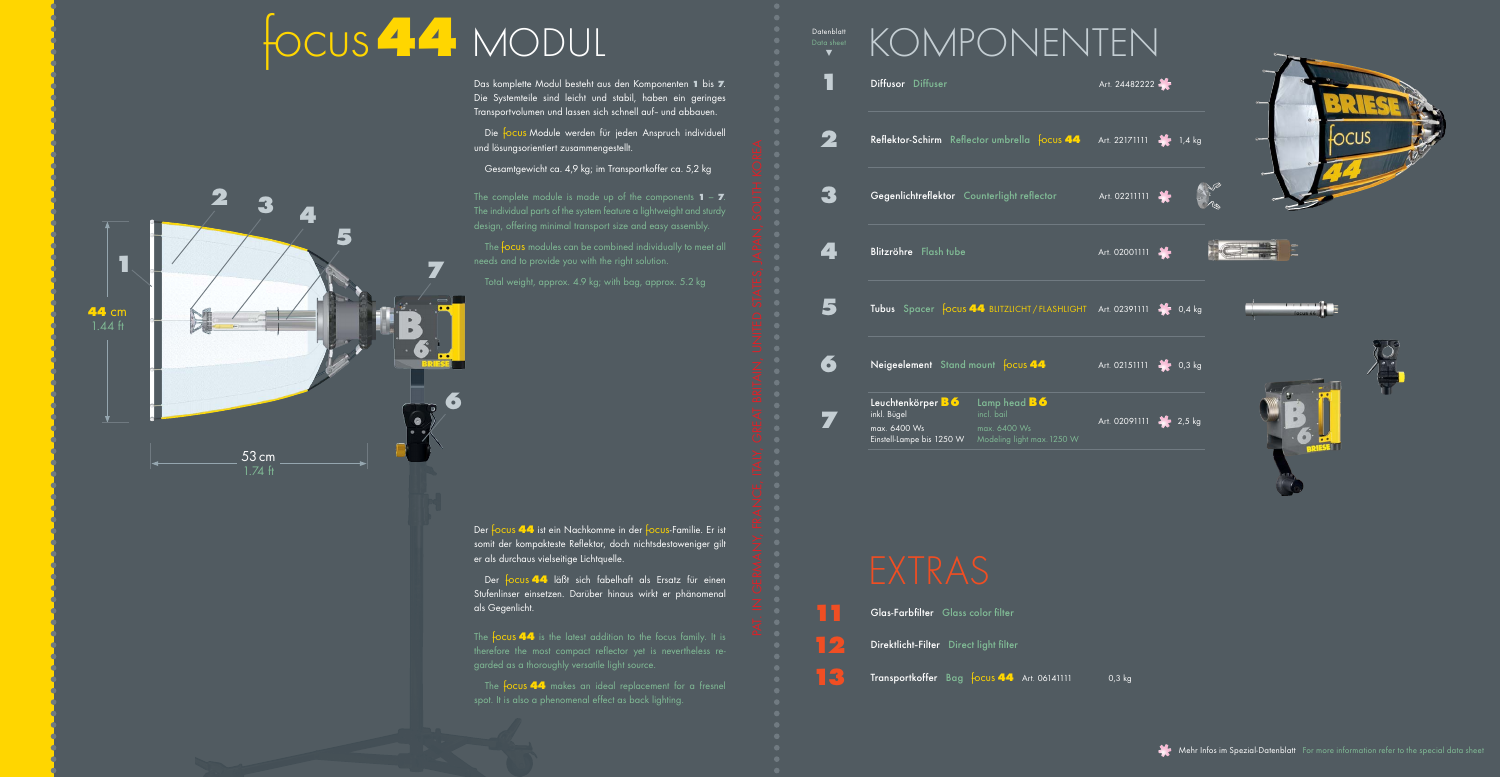# focus 44 MODUL

Das komplette Modul besteht aus den Komponenten **1** bis **7**. Die Systemteile sind leicht und stabil, haben ein geringes Transportvolumen und lassen sich schnell auf- und abbauen.

Die focus Module werden für jeden Anspruch individuell und lösungsorientiert zusammengestellt.

Gesamtgewicht ca. 4,9 kg; im Transportkoffer ca. 5,2 kg

The complete module is made up of the components **1** – **7**. The individual parts of the system feature a lightweight and sturdy design, offering minimal transport size and easy assembly.

The focus modules can be combined individually to meet all needs and to provide you with the right solution.

Total weight, approx. 4.9 kg; with bag, approx. 5.2 kg

**44** cm
1.44 ft

53 cm
1.74 ft

Der focus **44** ist ein Nachkomme in der focus-Familie. Er ist somit der kompakteste Reflektor, doch nichtsdestoweniger gilt er als durchaus vielseitige Lichtquelle.

Der focus **44** läßt sich fabelhaft als Ersatz für einen Stufenlinser einsetzen. Darüber hinaus wirkt er phänomenal als Gegenlicht.

The focus **44** is the latest addition to the focus family. It is therefore the most compact reflector yet is nevertheless regarded as a thoroughly versatile light source.

The focus **44** makes an ideal replacement for a fresnel spot. It is also a phenomenal effect as back lighting.

Datenblatt
Data sheet

# KOMPONENTEN

| | | | |
|---|---|---|---|
| **1** | Diffusor Diffuser | Art. 24482222 * | |
| **2** | Reflektor-Schirm Reflector umbrella focus **44** | Art. 22171111 * | 1,4 kg |
| **3** | Gegenlichtreflektor Counterlight reflector | Art. 02211111 * | |
| **4** | Blitzröhre Flash tube | Art. 02001111 * | |
| **5** | Tubus Spacer focus **44** BLITZLICHT / FLASHLIGHT | Art. 02391111 * | 0,4 kg |
| **6** | Neigeelement Stand mount focus **44** | Art. 02151111 * | 0,3 kg |
| **7** | Leuchtenkörper **B6** inkl. Bügel max. 6400 Ws Einstell-Lampe bis 1250 W / Lamp head **B6** incl. bail max. 6400 Ws Modeling light max. 1250 W | Art. 02091111 * | 2,5 kg |

# EXTRAS

| | | | |
|---|---|---|---|
| **11** | Glas-Farbfilter Glass color filter | | |
| **12** | Direktlicht-Filter Direct light filter | | |
| **13** | Transportkoffer Bag focus **44** | Art. 06141111 | 0,3 kg |

\* Mehr Infos im Spezial-Datenblatt For more information refer to the special data sheet